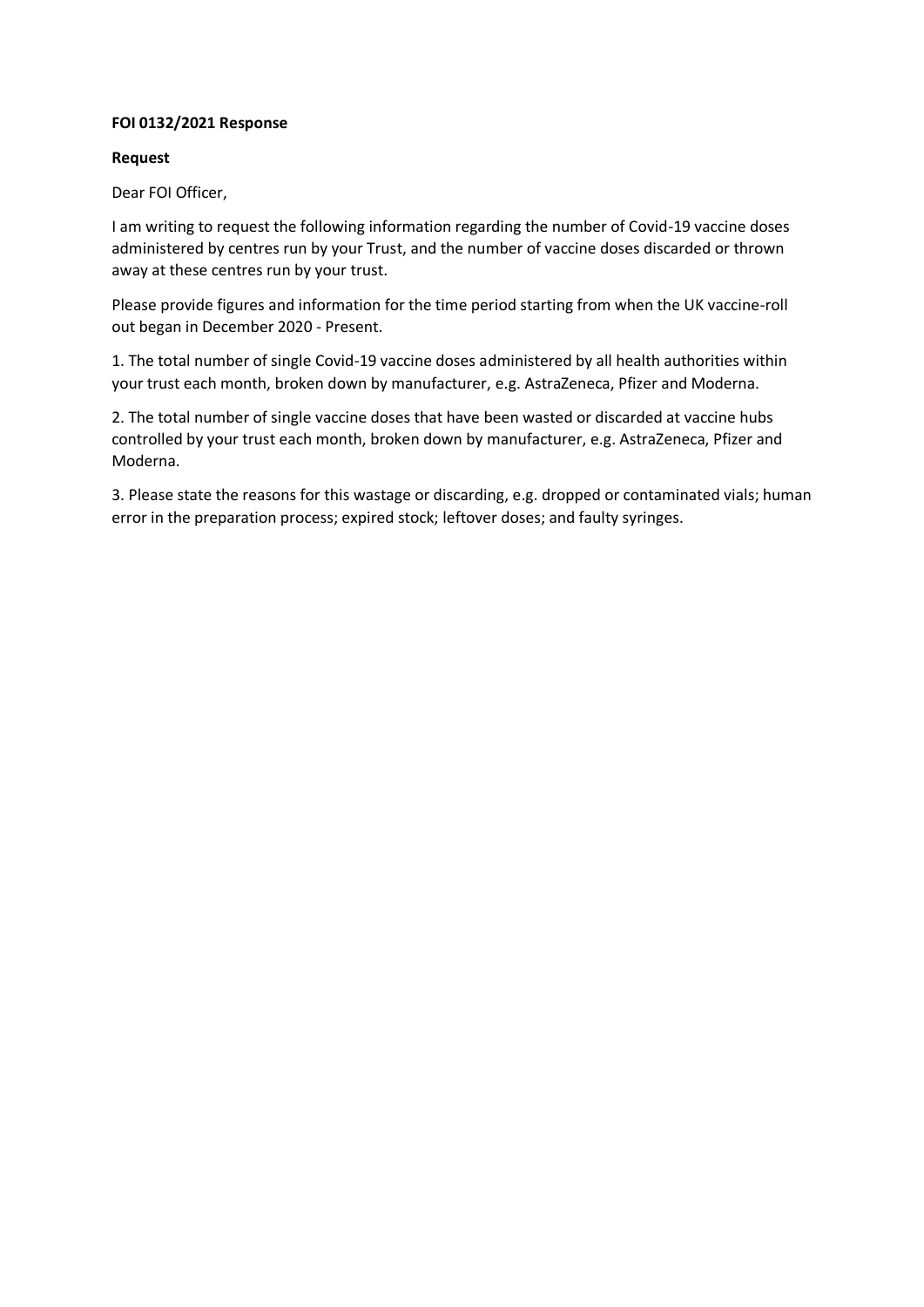**FOI 0132/2021 Response**

**Request**

Dear FOI Officer,

I am writing to request the following information regarding the number of Covid-19 vaccine doses administered by centres run by your Trust, and the number of vaccine doses discarded or thrown away at these centres run by your trust.

Please provide figures and information for the time period starting from when the UK vaccine-roll out began in December 2020 - Present.

1. The total number of single Covid-19 vaccine doses administered by all health authorities within your trust each month, broken down by manufacturer, e.g. AstraZeneca, Pfizer and Moderna.

2. The total number of single vaccine doses that have been wasted or discarded at vaccine hubs controlled by your trust each month, broken down by manufacturer, e.g. AstraZeneca, Pfizer and Moderna.

3. Please state the reasons for this wastage or discarding, e.g. dropped or contaminated vials; human error in the preparation process; expired stock; leftover doses; and faulty syringes.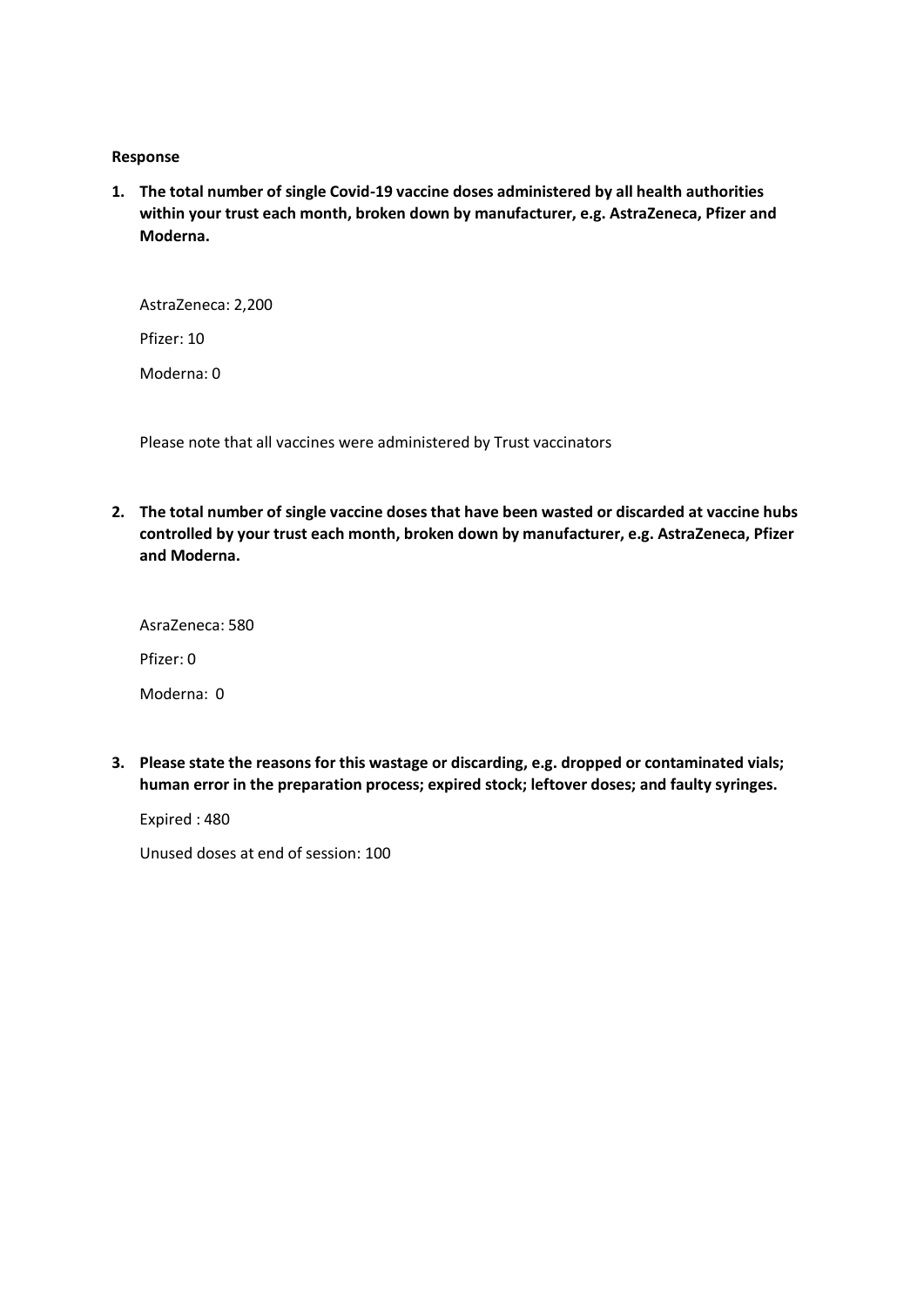**Response**

1. **The total number of single Covid-19 vaccine doses administered by all health authorities within your trust each month, broken down by manufacturer, e.g. AstraZeneca, Pfizer and Moderna.**

   AstraZeneca: 2,200

   Pfizer: 10

   Moderna: 0

   Please note that all vaccines were administered by Trust vaccinators

2. **The total number of single vaccine doses that have been wasted or discarded at vaccine hubs controlled by your trust each month, broken down by manufacturer, e.g. AstraZeneca, Pfizer and Moderna.**

   AsraZeneca: 580

   Pfizer: 0

   Moderna: 0

3. **Please state the reasons for this wastage or discarding, e.g. dropped or contaminated vials; human error in the preparation process; expired stock; leftover doses; and faulty syringes.**

   Expired : 480

   Unused doses at end of session: 100